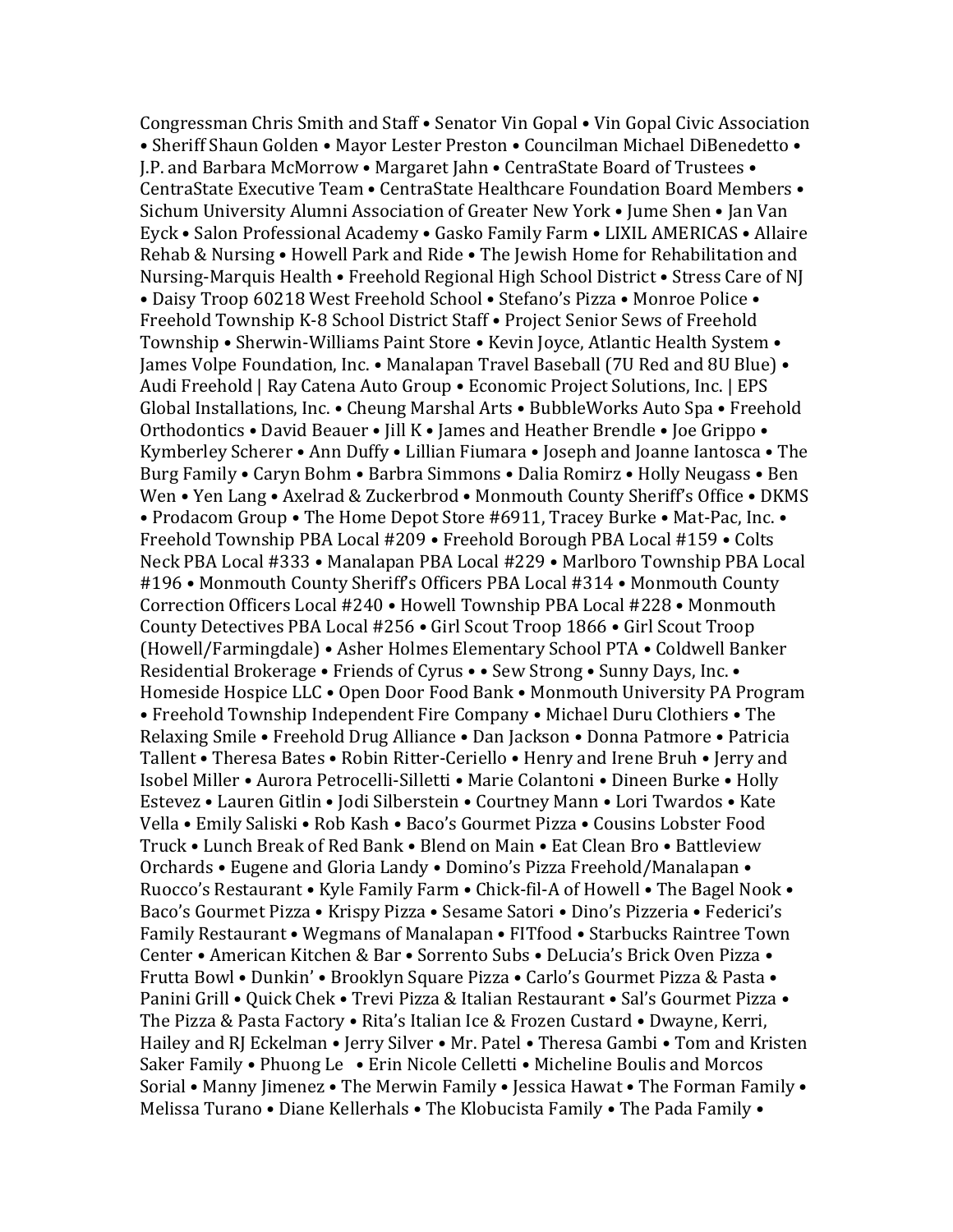Congressman Chris Smith and Staff • Senator Vin Gopal • Vin Gopal Civic Association • Sheriff Shaun Golden • Mayor Lester Preston • Councilman Michael DiBenedetto • J.P. and Barbara McMorrow • Margaret Jahn • CentraState Board of Trustees • CentraState Executive Team • CentraState Healthcare Foundation Board Members • Sichum University Alumni Association of Greater New York • Jume Shen • Jan Van Eyck • Salon Professional Academy • Gasko Family Farm • LIXIL AMERICAS • Allaire Rehab & Nursing • Howell Park and Ride • The Jewish Home for Rehabilitation and Nursing-Marquis Health • Freehold Regional High School District • Stress Care of NJ • Daisy Troop 60218 West Freehold School • Stefano's Pizza • Monroe Police • Freehold Township K-8 School District Staff • Project Senior Sews of Freehold Township • Sherwin-Williams Paint Store • Kevin Joyce, Atlantic Health System • James Volpe Foundation, Inc. • Manalapan Travel Baseball (7U Red and 8U Blue) • Audi Freehold | Ray Catena Auto Group • Economic Project Solutions, Inc. | EPS Global Installations, Inc. • Cheung Marshal Arts • BubbleWorks Auto Spa • Freehold Orthodontics • David Beauer • Jill K • James and Heather Brendle • Joe Grippo • Kymberley Scherer • Ann Duffy • Lillian Fiumara • Joseph and Joanne Iantosca • The Burg Family • Caryn Bohm • Barbra Simmons • Dalia Romirz • Holly Neugass • Ben Wen • Yen Lang • Axelrad & Zuckerbrod • Monmouth County Sheriff's Office • DKMS • Prodacom Group • The Home Depot Store #6911, Tracey Burke • Mat-Pac, Inc. • Freehold Township PBA Local #209 • Freehold Borough PBA Local #159 • Colts Neck PBA Local #333 • Manalapan PBA Local #229 • Marlboro Township PBA Local #196 • Monmouth County Sheriff's Officers PBA Local #314 • Monmouth County Correction Officers Local #240 • Howell Township PBA Local #228 • Monmouth County Detectives PBA Local #256 • Girl Scout Troop 1866 • Girl Scout Troop (Howell/Farmingdale) • Asher Holmes Elementary School PTA • Coldwell Banker Residential Brokerage • Friends of Cyrus • • Sew Strong • Sunny Days, Inc. • Homeside Hospice LLC • Open Door Food Bank • Monmouth University PA Program • Freehold Township Independent Fire Company • Michael Duru Clothiers • The Relaxing Smile • Freehold Drug Alliance • Dan Jackson • Donna Patmore • Patricia Tallent • Theresa Bates • Robin Ritter-Ceriello • Henry and Irene Bruh • Jerry and Isobel Miller • Aurora Petrocelli-Silletti • Marie Colantoni • Dineen Burke • Holly Estevez • Lauren Gitlin • Jodi Silberstein • Courtney Mann • Lori Twardos • Kate Vella • Emily Saliski • Rob Kash • Baco's Gourmet Pizza • Cousins Lobster Food Truck • Lunch Break of Red Bank • Blend on Main • Eat Clean Bro • Battleview Orchards • Eugene and Gloria Landy • Domino's Pizza Freehold/Manalapan • Ruocco's Restaurant • Kyle Family Farm • Chick-fil-A of Howell • The Bagel Nook • Baco's Gourmet Pizza • Krispy Pizza • Sesame Satori • Dino's Pizzeria • Federici's Family Restaurant • Wegmans of Manalapan • FITfood • Starbucks Raintree Town Center • American Kitchen & Bar • Sorrento Subs • DeLucia's Brick Oven Pizza • Frutta Bowl • Dunkin' • Brooklyn Square Pizza • Carlo's Gourmet Pizza & Pasta • Panini Grill • Quick Chek • Trevi Pizza & Italian Restaurant • Sal's Gourmet Pizza • The Pizza & Pasta Factory • Rita's Italian Ice & Frozen Custard • Dwayne, Kerri, Hailey and RJ Eckelman • Jerry Silver • Mr. Patel • Theresa Gambi • Tom and Kristen Saker Family • Phuong Le • Erin Nicole Celletti • Micheline Boulis and Morcos Sorial • Manny Jimenez • The Merwin Family • Jessica Hawat • The Forman Family • Melissa Turano • Diane Kellerhals • The Klobucista Family • The Pada Family •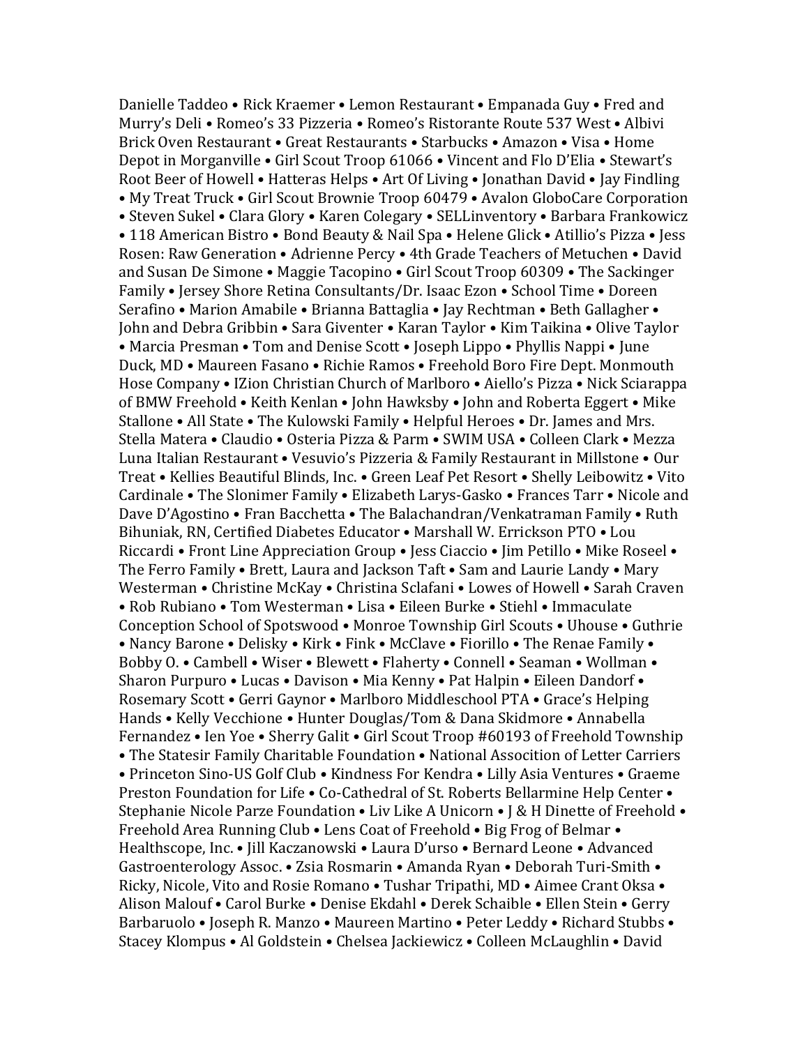Danielle Taddeo • Rick Kraemer • Lemon Restaurant • Empanada Guy • Fred and Murry's Deli • Romeo's 33 Pizzeria • Romeo's Ristorante Route 537 West • Albivi Brick Oven Restaurant • Great Restaurants • Starbucks • Amazon • Visa • Home Depot in Morganville • Girl Scout Troop 61066 • Vincent and Flo D'Elia • Stewart's Root Beer of Howell • Hatteras Helps • Art Of Living • Jonathan David • Jay Findling • My Treat Truck • Girl Scout Brownie Troop 60479 • Avalon GloboCare Corporation • Steven Sukel • Clara Glory • Karen Colegary • SELLinventory • Barbara Frankowicz • 118 American Bistro • Bond Beauty & Nail Spa • Helene Glick • Atillio's Pizza • Jess Rosen: Raw Generation • Adrienne Percy • 4th Grade Teachers of Metuchen • David and Susan De Simone • Maggie Tacopino • Girl Scout Troop 60309 • The Sackinger Family • Jersey Shore Retina Consultants/Dr. Isaac Ezon • School Time • Doreen Serafino • Marion Amabile • Brianna Battaglia • Jay Rechtman • Beth Gallagher • John and Debra Gribbin • Sara Giventer • Karan Taylor • Kim Taikina • Olive Taylor • Marcia Presman • Tom and Denise Scott • Joseph Lippo • Phyllis Nappi • June Duck, MD • Maureen Fasano • Richie Ramos • Freehold Boro Fire Dept. Monmouth Hose Company • IZion Christian Church of Marlboro • Aiello's Pizza • Nick Sciarappa of BMW Freehold • Keith Kenlan • John Hawksby • John and Roberta Eggert • Mike Stallone • All State • The Kulowski Family • Helpful Heroes • Dr. James and Mrs. Stella Matera • Claudio • Osteria Pizza & Parm • SWIM USA • Colleen Clark • Mezza Luna Italian Restaurant • Vesuvio's Pizzeria & Family Restaurant in Millstone • Our Treat • Kellies Beautiful Blinds, Inc. • Green Leaf Pet Resort • Shelly Leibowitz • Vito Cardinale • The Slonimer Family • Elizabeth Larys-Gasko • Frances Tarr • Nicole and Dave D'Agostino • Fran Bacchetta • The Balachandran/Venkatraman Family • Ruth Bihuniak, RN, Certified Diabetes Educator • Marshall W. Errickson PTO • Lou Riccardi • Front Line Appreciation Group • Jess Ciaccio • Jim Petillo • Mike Roseel • The Ferro Family • Brett, Laura and Jackson Taft • Sam and Laurie Landy • Mary Westerman • Christine McKay • Christina Sclafani • Lowes of Howell • Sarah Craven • Rob Rubiano • Tom Westerman • Lisa • Eileen Burke • Stiehl • Immaculate Conception School of Spotswood • Monroe Township Girl Scouts • Uhouse • Guthrie • Nancy Barone • Delisky • Kirk • Fink • McClave • Fiorillo • The Renae Family • Bobby O. • Cambell • Wiser • Blewett • Flaherty • Connell • Seaman • Wollman • Sharon Purpuro • Lucas • Davison • Mia Kenny • Pat Halpin • Eileen Dandorf • Rosemary Scott • Gerri Gaynor • Marlboro Middleschool PTA • Grace's Helping Hands • Kelly Vecchione • Hunter Douglas/Tom & Dana Skidmore • Annabella Fernandez • Ien Yoe • Sherry Galit • Girl Scout Troop #60193 of Freehold Township • The Statesir Family Charitable Foundation • National Associtin of Letter Carriers • Princeton Sino-US Golf Club • Kindness For Kendra • Lilly Asia Ventures • Graeme Preston Foundation for Life • Co-Cathedral of St. Roberts Bellarmine Help Center • Stephanie Nicole Parze Foundation • Liv Like A Unicorn • J & H Dinette of Freehold • Freehold Area Running Club • Lens Coat of Freehold • Big Frog of Belmar • Healthscope, Inc. • Jill Kaczanowski • Laura D'urso • Bernard Leone • Advanced Gastroenterology Assoc. • Zsia Rosmarin • Amanda Ryan • Deborah Turi-Smith • Ricky, Nicole, Vito and Rosie Romano • Tushar Tripathi, MD • Aimee Crant Oksa • Alison Malouf • Carol Burke • Denise Ekdahl • Derek Schaible • Ellen Stein • Gerry Barbaruolo • Joseph R. Manzo • Maureen Martino • Peter Leddy • Richard Stubbs • Stacey Klompus • Al Goldstein • Chelsea Jackiewicz • Colleen McLaughlin • David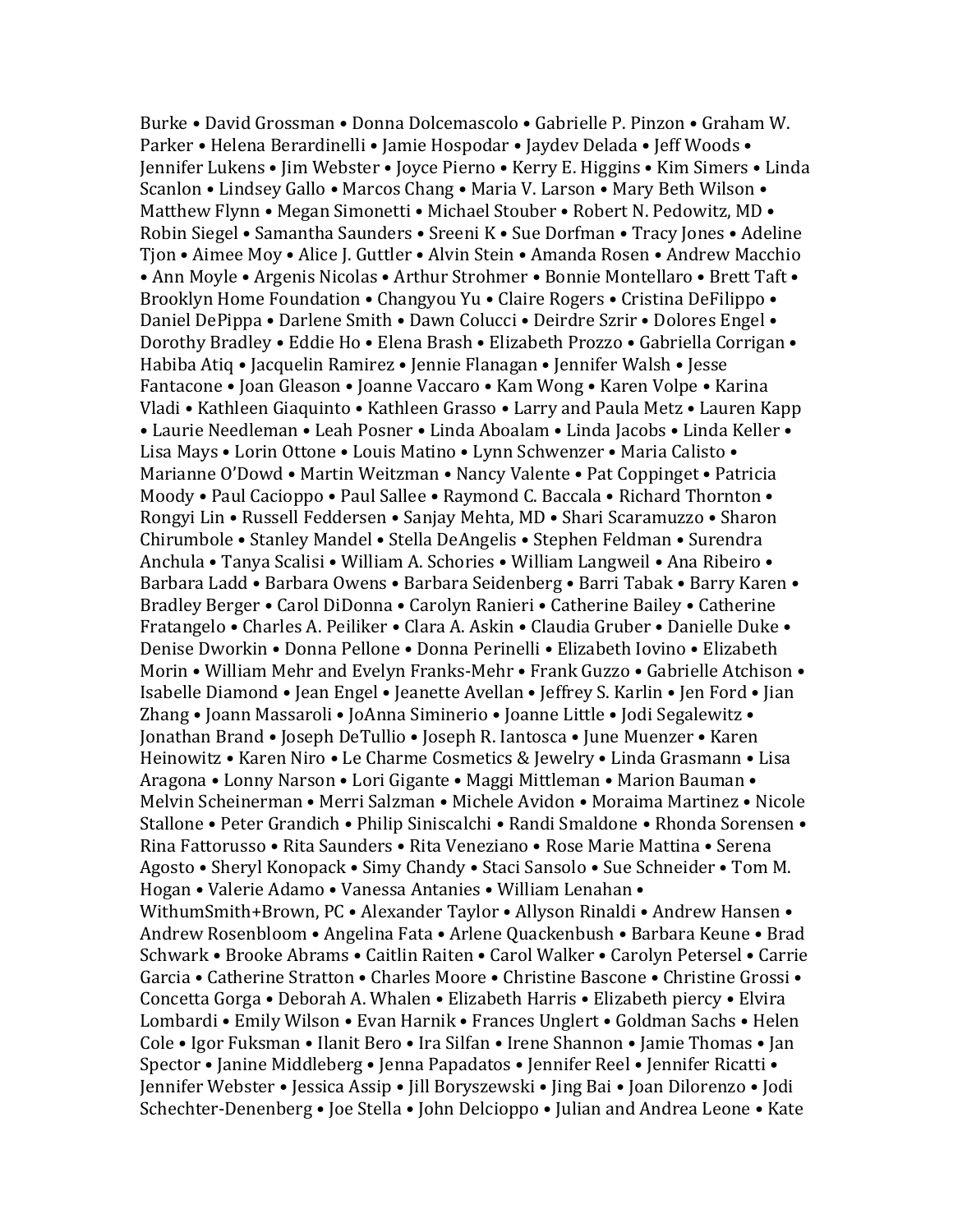Burke • David Grossman • Donna Dolcemascolo • Gabrielle P. Pinzon • Graham W. Parker • Helena Berardinelli • Jamie Hospodar • Jaydev Delada • Jeff Woods • Jennifer Lukens • Jim Webster • Joyce Pierno • Kerry E. Higgins • Kim Simers • Linda Scanlon • Lindsey Gallo • Marcos Chang • Maria V. Larson • Mary Beth Wilson • Matthew Flynn • Megan Simonetti • Michael Stouber • Robert N. Pedowitz, MD • Robin Siegel • Samantha Saunders • Sreeni K • Sue Dorfman • Tracy Jones • Adeline Tjon • Aimee Moy • Alice J. Guttler • Alvin Stein • Amanda Rosen • Andrew Macchio • Ann Moyle • Argenis Nicolas • Arthur Strohmer • Bonnie Montellaro • Brett Taft • Brooklyn Home Foundation • Changyou Yu • Claire Rogers • Cristina DeFilippo • Daniel DePippa • Darlene Smith • Dawn Colucci • Deirdre Szrir • Dolores Engel • Dorothy Bradley • Eddie Ho • Elena Brash • Elizabeth Prozzo • Gabriella Corrigan • Habiba Atiq • Jacquelin Ramirez • Jennie Flanagan • Jennifer Walsh • Jesse Fantacone • Joan Gleason • Joanne Vaccaro • Kam Wong • Karen Volpe • Karina Vladi • Kathleen Giaquinto • Kathleen Grasso • Larry and Paula Metz • Lauren Kapp • Laurie Needleman • Leah Posner • Linda Aboalam • Linda Jacobs • Linda Keller • Lisa Mays • Lorin Ottone • Louis Matino • Lynn Schwenzer • Maria Calisto • Marianne O'Dowd • Martin Weitzman • Nancy Valente • Pat Coppinget • Patricia Moody • Paul Cacioppo • Paul Sallee • Raymond C. Baccala • Richard Thornton • Rongyi Lin • Russell Feddersen • Sanjay Mehta, MD • Shari Scaramuzzo • Sharon Chirumbole • Stanley Mandel • Stella DeAngelis • Stephen Feldman • Surendra Anchula • Tanya Scalisi • William A. Schories • William Langweil • Ana Ribeiro • Barbara Ladd • Barbara Owens • Barbara Seidenberg • Barri Tabak • Barry Karen • Bradley Berger • Carol DiDonna • Carolyn Ranieri • Catherine Bailey • Catherine Fratangelo • Charles A. Peiliker • Clara A. Askin • Claudia Gruber • Danielle Duke • Denise Dworkin • Donna Pellone • Donna Perinelli • Elizabeth Iovino • Elizabeth Morin • William Mehr and Evelyn Franks-Mehr • Frank Guzzo • Gabrielle Atchison • Isabelle Diamond • Jean Engel • Jeanette Avellan • Jeffrey S. Karlin • Jen Ford • Jian Zhang • Joann Massaroli • JoAnna Siminerio • Joanne Little • Jodi Segalewitz • Jonathan Brand • Joseph DeTullio • Joseph R. Iantosca • June Muenzer • Karen Heinowitz • Karen Niro • Le Charme Cosmetics & Jewelry • Linda Grasmann • Lisa Aragona • Lonny Narson • Lori Gigante • Maggi Mittleman • Marion Bauman • Melvin Scheinerman • Merri Salzman • Michele Avidon • Moraima Martinez • Nicole Stallone • Peter Grandich • Philip Siniscalchi • Randi Smaldone • Rhonda Sorensen • Rina Fattorusso • Rita Saunders • Rita Veneziano • Rose Marie Mattina • Serena Agosto • Sheryl Konopack • Simy Chandy • Staci Sansolo • Sue Schneider • Tom M. Hogan • Valerie Adamo • Vanessa Antanies • William Lenahan • WithumSmith+Brown, PC • Alexander Taylor • Allyson Rinaldi • Andrew Hansen • Andrew Rosenbloom • Angelina Fata • Arlene Quackenbush • Barbara Keune • Brad Schwark • Brooke Abrams • Caitlin Raiten • Carol Walker • Carolyn Petersel • Carrie Garcia • Catherine Stratton • Charles Moore • Christine Bascone • Christine Grossi • Concetta Gorga • Deborah A. Whalen • Elizabeth Harris • Elizabeth piercy • Elvira Lombardi • Emily Wilson • Evan Harnik • Frances Unglert • Goldman Sachs • Helen Cole • Igor Fuksman • Ilanit Bero • Ira Silfan • Irene Shannon • Jamie Thomas • Jan Spector • Janine Middleberg • Jenna Papadatos • Jennifer Reel • Jennifer Ricatti • Jennifer Webster • Jessica Assip • Jill Boryszewski • Jing Bai • Joan Dilorenzo • Jodi Schechter-Denenberg • Joe Stella • John Delcioppo • Julian and Andrea Leone • Kate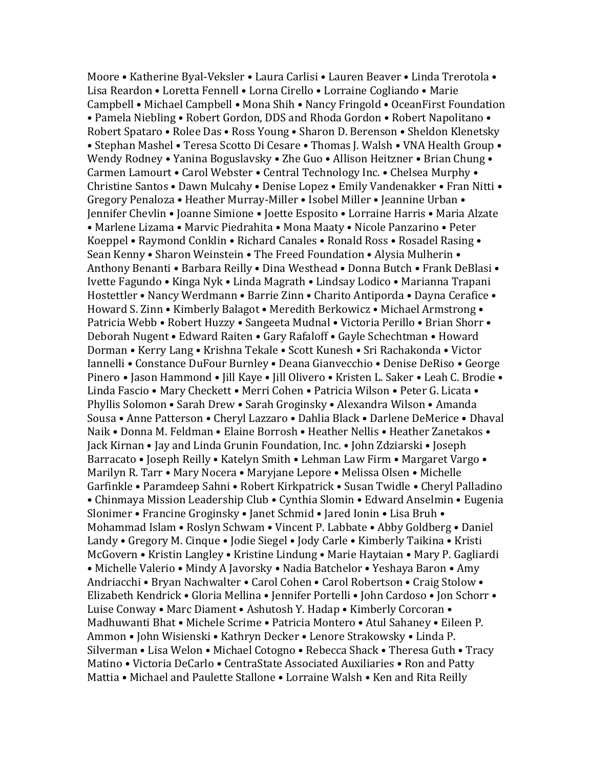Moore • Katherine Byal-Veksler • Laura Carlisi • Lauren Beaver • Linda Trerotola • Lisa Reardon • Loretta Fennell • Lorna Cirello • Lorraine Cogliando • Marie Campbell • Michael Campbell • Mona Shih • Nancy Fringold • OceanFirst Foundation • Pamela Niebling • Robert Gordon, DDS and Rhoda Gordon • Robert Napolitano • Robert Spataro • Rolee Das • Ross Young • Sharon D. Berenson • Sheldon Klenetsky • Stephan Mashel • Teresa Scotto Di Cesare • Thomas J. Walsh • VNA Health Group • Wendy Rodney • Yanina Boguslavsky • Zhe Guo • Allison Heitzner • Brian Chung • Carmen Lamourt • Carol Webster • Central Technology Inc. • Chelsea Murphy • Christine Santos • Dawn Mulcahy • Denise Lopez • Emily Vandenakker • Fran Nitti • Gregory Penaloza • Heather Murray-Miller • Isobel Miller • Jeannine Urban • Jennifer Chevlin • Joanne Simione • Joette Esposito • Lorraine Harris • Maria Alzate • Marlene Lizama • Marvic Piedrahita • Mona Maaty • Nicole Panzarino • Peter Koeppel • Raymond Conklin • Richard Canales • Ronald Ross • Rosadel Rasing • Sean Kenny • Sharon Weinstein • The Freed Foundation • Alysia Mulherin • Anthony Benanti • Barbara Reilly • Dina Westhead • Donna Butch • Frank DeBlasi • Ivette Fagundo • Kinga Nyk • Linda Magrath • Lindsay Lodico • Marianna Trapani Hostettler • Nancy Werdmann • Barrie Zinn • Charito Antiporda • Dayna Cerafice • Howard S. Zinn • Kimberly Balagot • Meredith Berkowicz • Michael Armstrong • Patricia Webb • Robert Huzzy • Sangeeta Mudnal • Victoria Perillo • Brian Shorr • Deborah Nugent • Edward Raiten • Gary Rafaloff • Gayle Schechtman • Howard Dorman • Kerry Lang • Krishna Tekale • Scott Kunesh • Sri Rachakonda • Victor Iannelli • Constance DuFour Burnley • Deana Gianvecchio • Denise DeRiso • George Pinero • Jason Hammond • Jill Kaye • Jill Olivero • Kristen L. Saker • Leah C. Brodie • Linda Fascio • Mary Checkett • Merri Cohen • Patricia Wilson • Peter G. Licata • Phyllis Solomon • Sarah Drew • Sarah Groginsky • Alexandra Wilson • Amanda Sousa • Anne Patterson • Cheryl Lazzaro • Dahlia Black • Darlene DeMerice • Dhaval Naik • Donna M. Feldman • Elaine Borrosh • Heather Nellis • Heather Zanetakos • Jack Kirnan • Jay and Linda Grunin Foundation, Inc. • John Zdziarski • Joseph Barracato • Joseph Reilly • Katelyn Smith • Lehman Law Firm • Margaret Vargo • Marilyn R. Tarr • Mary Nocera • Maryjane Lepore • Melissa Olsen • Michelle Garfinkle • Paramdeep Sahni • Robert Kirkpatrick • Susan Twidle • Cheryl Palladino • Chinmaya Mission Leadership Club • Cynthia Slomin • Edward Anselmin • Eugenia Slonimer • Francine Groginsky • Janet Schmid • Jared Ionin • Lisa Bruh • Mohammad Islam • Roslyn Schwam • Vincent P. Labbate • Abby Goldberg • Daniel Landy • Gregory M. Cinque • Jodie Siegel • Jody Carle • Kimberly Taikina • Kristi McGovern • Kristin Langley • Kristine Lindung • Marie Haytaian • Mary P. Gagliardi • Michelle Valerio • Mindy A Javorsky • Nadia Batchelor • Yeshaya Baron • Amy Andriacchi • Bryan Nachwalter • Carol Cohen • Carol Robertson • Craig Stolow • Elizabeth Kendrick • Gloria Mellina • Jennifer Portelli • John Cardoso • Jon Schorr • Luise Conway • Marc Diament • Ashutosh Y. Hadap • Kimberly Corcoran • Madhuwanti Bhat • Michele Scrime • Patricia Montero • Atul Sahaney • Eileen P. Ammon • John Wisienski • Kathryn Decker • Lenore Strakowsky • Linda P. Silverman • Lisa Welon • Michael Cotogno • Rebecca Shack • Theresa Guth • Tracy Matino • Victoria DeCarlo • CentraState Associated Auxiliaries • Ron and Patty Mattia • Michael and Paulette Stallone • Lorraine Walsh • Ken and Rita Reilly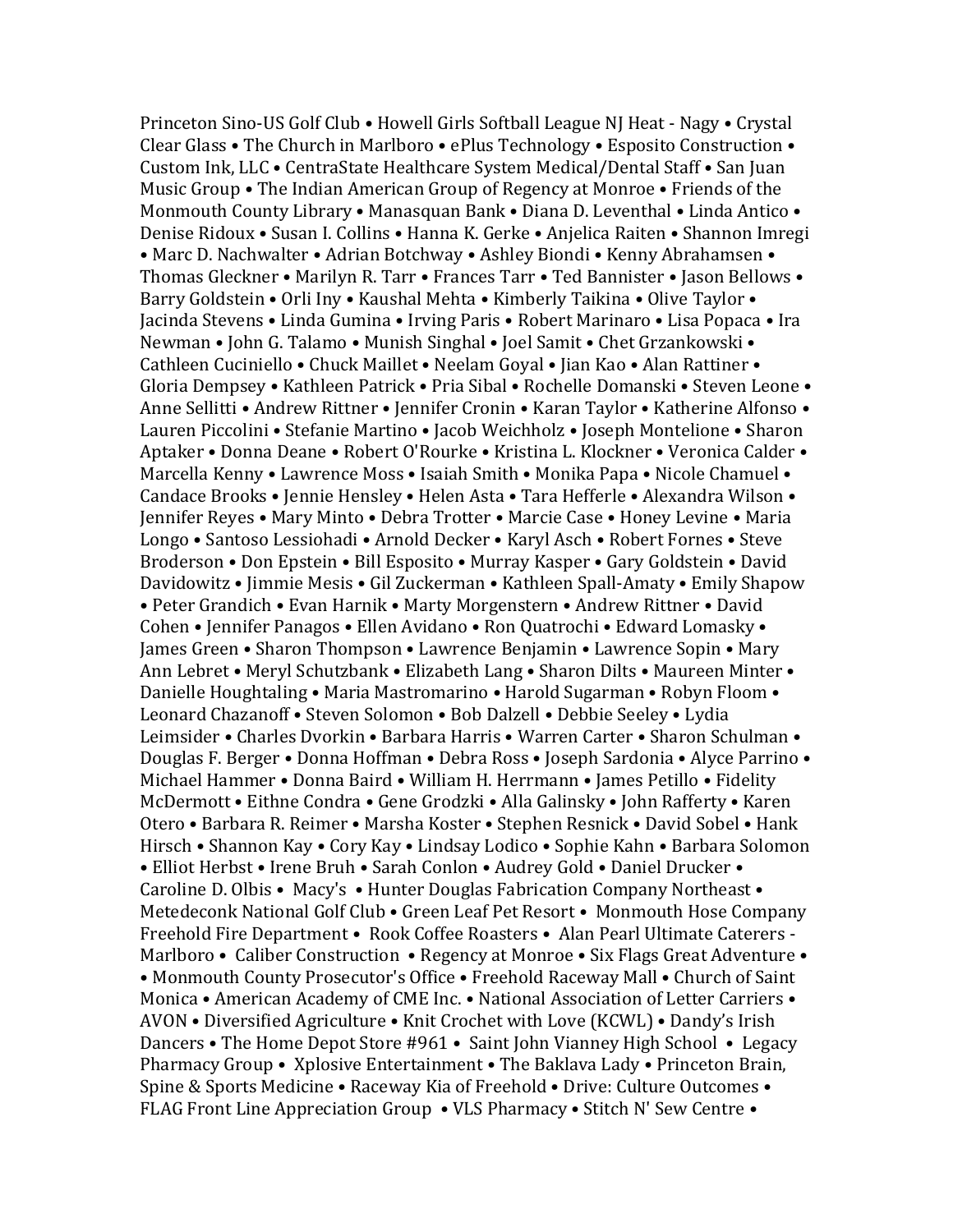Princeton Sino-US Golf Club • Howell Girls Softball League NJ Heat - Nagy • Crystal Clear Glass • The Church in Marlboro • ePlus Technology • Esposito Construction • Custom Ink, LLC • CentraState Healthcare System Medical/Dental Staff • San Juan Music Group • The Indian American Group of Regency at Monroe • Friends of the Monmouth County Library • Manasquan Bank • Diana D. Leventhal • Linda Antico • Denise Ridoux • Susan I. Collins • Hanna K. Gerke • Anjelica Raiten • Shannon Imregi • Marc D. Nachwalter • Adrian Botchway • Ashley Biondi • Kenny Abrahamsen • Thomas Gleckner • Marilyn R. Tarr • Frances Tarr • Ted Bannister • Jason Bellows • Barry Goldstein • Orli Iny • Kaushal Mehta • Kimberly Taikina • Olive Taylor • Jacinda Stevens • Linda Gumina • Irving Paris • Robert Marinaro • Lisa Popaca • Ira Newman • John G. Talamo • Munish Singhal • Joel Samit • Chet Grzankowski • Cathleen Cuciniello • Chuck Maillet • Neelam Goyal • Jian Kao • Alan Rattiner • Gloria Dempsey • Kathleen Patrick • Pria Sibal • Rochelle Domanski • Steven Leone • Anne Sellitti • Andrew Rittner • Jennifer Cronin • Karan Taylor • Katherine Alfonso • Lauren Piccolini • Stefanie Martino • Jacob Weichholz • Joseph Montelione • Sharon Aptaker • Donna Deane • Robert O'Rourke • Kristina L. Klockner • Veronica Calder • Marcella Kenny • Lawrence Moss • Isaiah Smith • Monika Papa • Nicole Chamuel • Candace Brooks • Jennie Hensley • Helen Asta • Tara Hefferle • Alexandra Wilson • Jennifer Reyes • Mary Minto • Debra Trotter • Marcie Case • Honey Levine • Maria Longo • Santoso Lessiohadi • Arnold Decker • Karyl Asch • Robert Fornes • Steve Broderson • Don Epstein • Bill Esposito • Murray Kasper • Gary Goldstein • David Davidowitz • Jimmie Mesis • Gil Zuckerman • Kathleen Spall-Amaty • Emily Shapow • Peter Grandich • Evan Harnik • Marty Morgenstern • Andrew Rittner • David Cohen • Jennifer Panagos • Ellen Avidano • Ron Quatrochi • Edward Lomasky • James Green • Sharon Thompson • Lawrence Benjamin • Lawrence Sopin • Mary Ann Lebret • Meryl Schutzbank • Elizabeth Lang • Sharon Dilts • Maureen Minter • Danielle Houghtaling • Maria Mastromarino • Harold Sugarman • Robyn Floom • Leonard Chazanoff • Steven Solomon • Bob Dalzell • Debbie Seeley • Lydia Leimsider • Charles Dvorkin • Barbara Harris • Warren Carter • Sharon Schulman • Douglas F. Berger • Donna Hoffman • Debra Ross • Joseph Sardonia • Alyce Parrino • Michael Hammer • Donna Baird • William H. Herrmann • James Petillo • Fidelity McDermott • Eithne Condra • Gene Grodzki • Alla Galinsky • John Rafferty • Karen Otero • Barbara R. Reimer • Marsha Koster • Stephen Resnick • David Sobel • Hank Hirsch • Shannon Kay • Cory Kay • Lindsay Lodico • Sophie Kahn • Barbara Solomon • Elliot Herbst • Irene Bruh • Sarah Conlon • Audrey Gold • Daniel Drucker • Caroline D. Olbis • Macy's • Hunter Douglas Fabrication Company Northeast • Metedeconk National Golf Club • Green Leaf Pet Resort • Monmouth Hose Company Freehold Fire Department • Rook Coffee Roasters • Alan Pearl Ultimate Caterers - Marlboro • Caliber Construction • Regency at Monroe • Six Flags Great Adventure • • Monmouth County Prosecutor's Office • Freehold Raceway Mall • Church of Saint Monica • American Academy of CME Inc. • National Association of Letter Carriers • AVON • Diversified Agriculture • Knit Crochet with Love (KCWL) • Dandy's Irish Dancers • The Home Depot Store #961 • Saint John Vianney High School • Legacy Pharmacy Group • Xplosive Entertainment • The Baklava Lady • Princeton Brain, Spine & Sports Medicine • Raceway Kia of Freehold • Drive: Culture Outcomes • FLAG Front Line Appreciation Group • VLS Pharmacy • Stitch N' Sew Centre •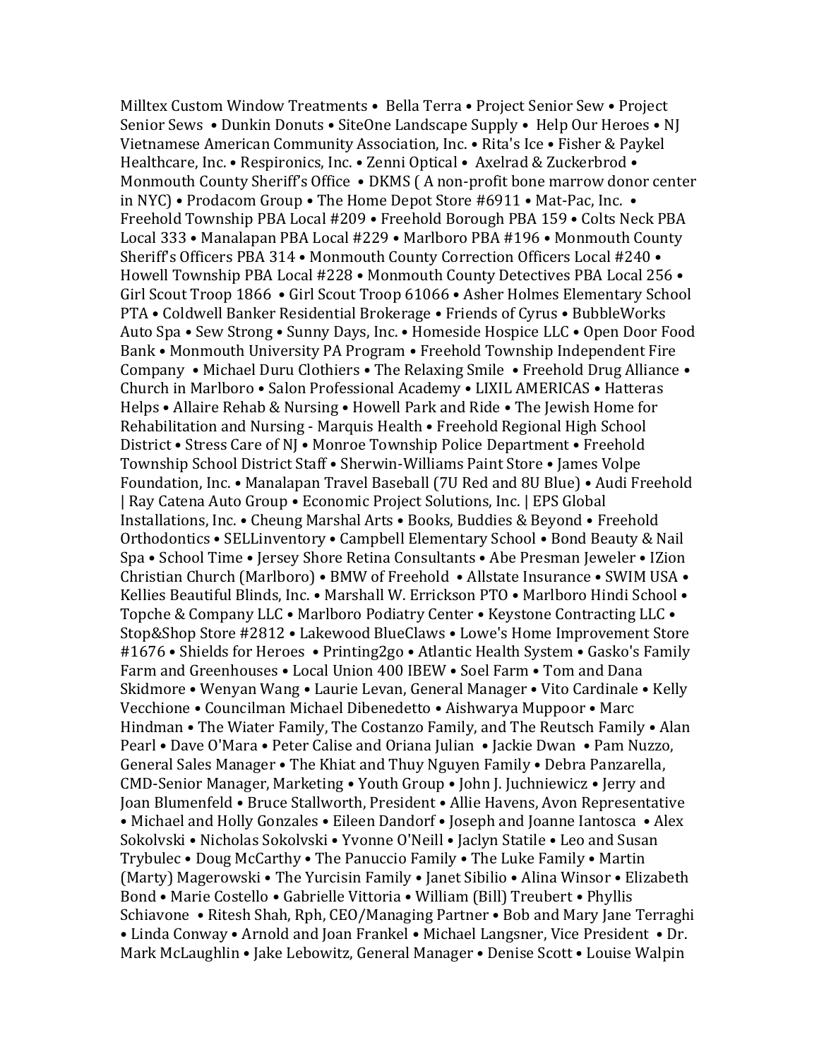Milltex Custom Window Treatments • Bella Terra • Project Senior Sew • Project Senior Sews • Dunkin Donuts • SiteOne Landscape Supply • Help Our Heroes • NJ Vietnamese American Community Association, Inc. • Rita's Ice • Fisher & Paykel Healthcare, Inc. • Respironics, Inc. • Zenni Optical • Axelrad & Zuckerbrod • Monmouth County Sheriff's Office • DKMS ( A non-profit bone marrow donor center in NYC) • Prodacom Group • The Home Depot Store #6911 • Mat-Pac, Inc. • Freehold Township PBA Local #209 • Freehold Borough PBA 159 • Colts Neck PBA Local 333 • Manalapan PBA Local #229 • Marlboro PBA #196 • Monmouth County Sheriff's Officers PBA 314 • Monmouth County Correction Officers Local #240 • Howell Township PBA Local #228 • Monmouth County Detectives PBA Local 256 • Girl Scout Troop 1866 • Girl Scout Troop 61066 • Asher Holmes Elementary School PTA • Coldwell Banker Residential Brokerage • Friends of Cyrus • BubbleWorks Auto Spa • Sew Strong • Sunny Days, Inc. • Homeside Hospice LLC • Open Door Food Bank • Monmouth University PA Program • Freehold Township Independent Fire Company • Michael Duru Clothiers • The Relaxing Smile • Freehold Drug Alliance • Church in Marlboro • Salon Professional Academy • LIXIL AMERICAS • Hatteras Helps • Allaire Rehab & Nursing • Howell Park and Ride • The Jewish Home for Rehabilitation and Nursing - Marquis Health • Freehold Regional High School District • Stress Care of NJ • Monroe Township Police Department • Freehold Township School District Staff • Sherwin-Williams Paint Store • James Volpe Foundation, Inc. • Manalapan Travel Baseball (7U Red and 8U Blue) • Audi Freehold | Ray Catena Auto Group • Economic Project Solutions, Inc. | EPS Global Installations, Inc. • Cheung Marshal Arts • Books, Buddies & Beyond • Freehold Orthodontics • SELLinventory • Campbell Elementary School • Bond Beauty & Nail Spa • School Time • Jersey Shore Retina Consultants • Abe Presman Jeweler • IZion Christian Church (Marlboro) • BMW of Freehold • Allstate Insurance • SWIM USA • Kellies Beautiful Blinds, Inc. • Marshall W. Errickson PTO • Marlboro Hindi School • Topche & Company LLC • Marlboro Podiatry Center • Keystone Contracting LLC • Stop&Shop Store #2812 • Lakewood BlueClaws • Lowe's Home Improvement Store #1676 • Shields for Heroes • Printing2go • Atlantic Health System • Gasko's Family Farm and Greenhouses • Local Union 400 IBEW • Soel Farm • Tom and Dana Skidmore • Wenyan Wang • Laurie Levan, General Manager • Vito Cardinale • Kelly Vecchione • Councilman Michael Dibenedetto • Aishwarya Muppoor • Marc Hindman • The Wiater Family, The Costanzo Family, and The Reutsch Family • Alan Pearl • Dave O'Mara • Peter Calise and Oriana Julian • Jackie Dwan • Pam Nuzzo, General Sales Manager • The Khiat and Thuy Nguyen Family • Debra Panzarella, CMD-Senior Manager, Marketing • Youth Group • John J. Juchniewicz • Jerry and Joan Blumenfeld • Bruce Stallworth, President • Allie Havens, Avon Representative • Michael and Holly Gonzales • Eileen Dandorf • Joseph and Joanne Iantosca • Alex Sokolvski • Nicholas Sokolvski • Yvonne O'Neill • Jaclyn Statile • Leo and Susan Trybulec • Doug McCarthy • The Panuccio Family • The Luke Family • Martin (Marty) Magerowski • The Yurcisin Family • Janet Sibilio • Alina Winsor • Elizabeth Bond • Marie Costello • Gabrielle Vittoria • William (Bill) Treubert • Phyllis Schiavone • Ritesh Shah, Rph, CEO/Managing Partner • Bob and Mary Jane Terraghi • Linda Conway • Arnold and Joan Frankel • Michael Langsner, Vice President • Dr. Mark McLaughlin • Jake Lebowitz, General Manager • Denise Scott • Louise Walpin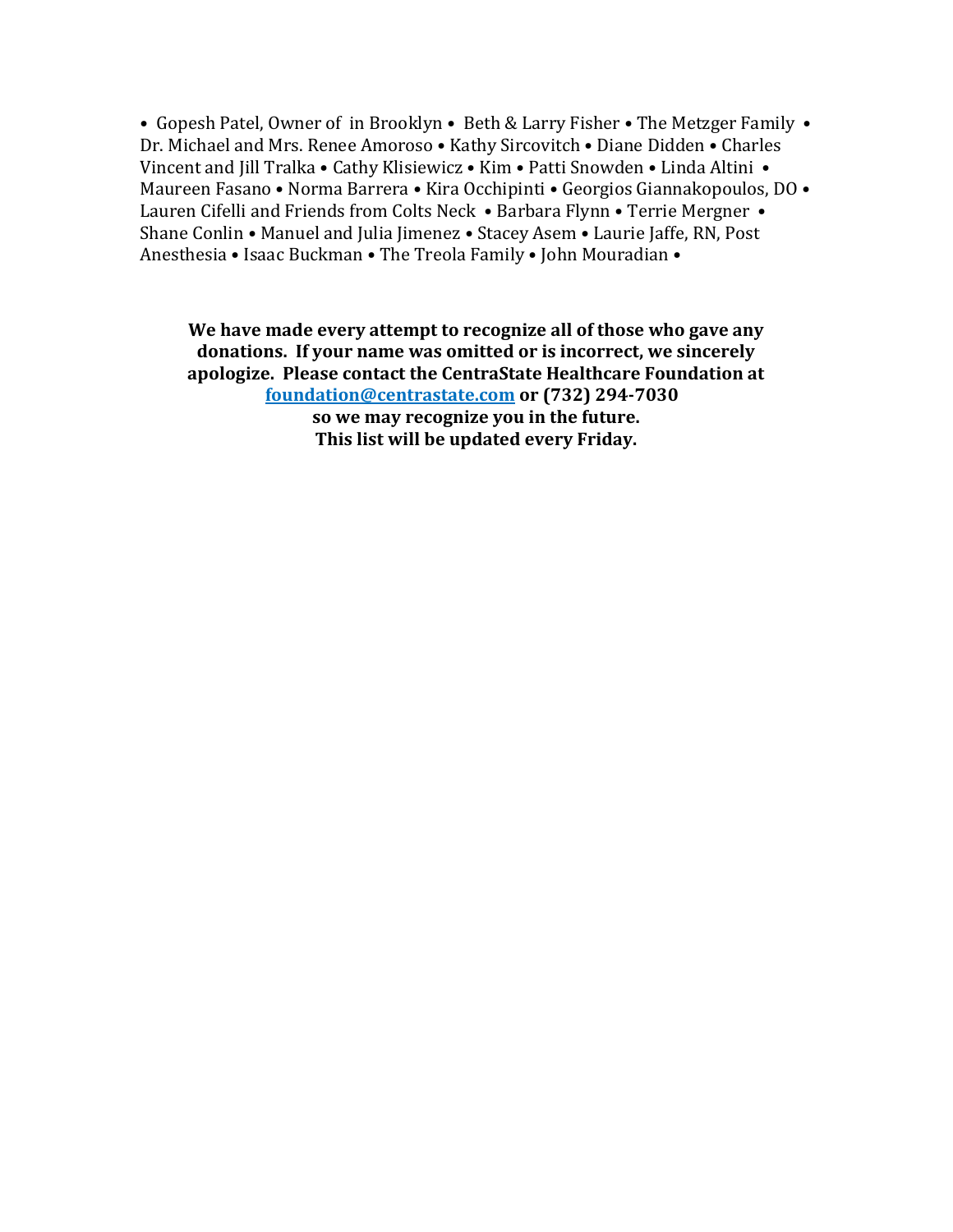• Gopesh Patel, Owner of  in Brooklyn • Beth & Larry Fisher • The Metzger Family • Dr. Michael and Mrs. Renee Amoroso • Kathy Sircovitch • Diane Didden • Charles Vincent and Jill Tralka • Cathy Klisiewicz • Kim • Patti Snowden • Linda Altini • Maureen Fasano • Norma Barrera • Kira Occhipinti • Georgios Giannakopoulos, DO • Lauren Cifelli and Friends from Colts Neck • Barbara Flynn • Terrie Mergner • Shane Conlin • Manuel and Julia Jimenez • Stacey Asem • Laurie Jaffe, RN, Post Anesthesia • Isaac Buckman • The Treola Family • John Mouradian •

**We have made every attempt to recognize all of those who gave any donations. If your name was omitted or is incorrect, we sincerely apologize. Please contact the CentraState Healthcare Foundation at foundation@centrastate.com or (732) 294-7030 so we may recognize you in the future. This list will be updated every Friday.**